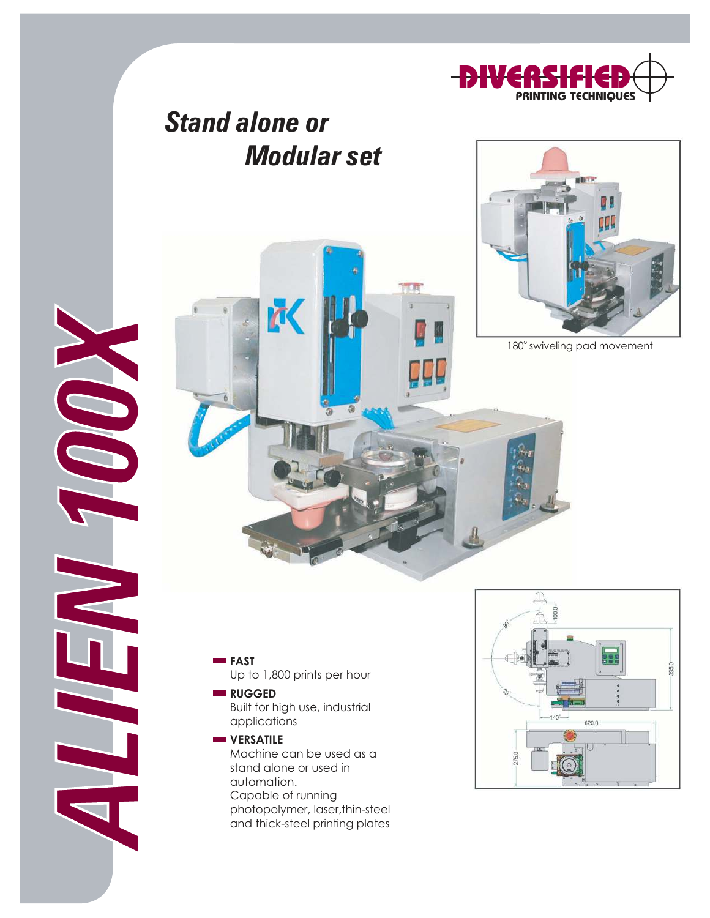DIVERSIFIED PRINTING TECHNIQUES

# ALIEN 100X

## *Stand alone or Modular set*

180° swiveling pad movement

- **FAST**
  Up to 1,800 prints per hour
- **RUGGED**
  Built for high use, industrial applications
- **VERSATILE**
  Machine can be used as a stand alone or used in automation.
  Capable of running photopolymer, laser,thin-steel and thick-steel printing plates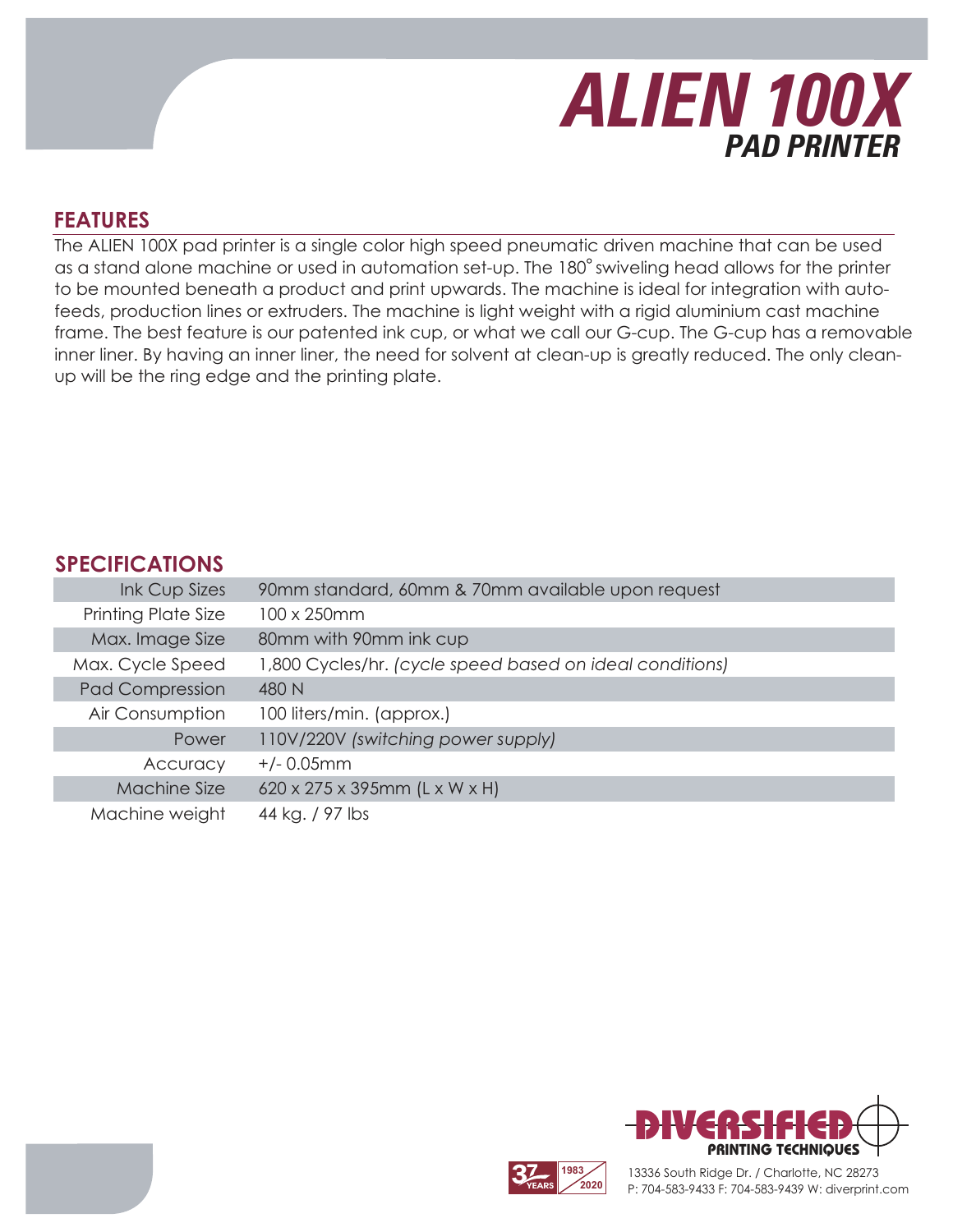# ALIEN 100X
## PAD PRINTER

## FEATURES

The ALIEN 100X pad printer is a single color high speed pneumatic driven machine that can be used as a stand alone machine or used in automation set-up. The 180˚ swiveling head allows for the printer to be mounted beneath a product and print upwards. The machine is ideal for integration with auto-feeds, production lines or extruders. The machine is light weight with a rigid aluminium cast machine frame. The best feature is our patented ink cup, or what we call our G-cup. The G-cup has a removable inner liner. By having an inner liner, the need for solvent at clean-up is greatly reduced. The only clean-up will be the ring edge and the printing plate.

## SPECIFICATIONS

| | |
|---|---|
| Ink Cup Sizes | 90mm standard, 60mm & 70mm available upon request |
| Printing Plate Size | 100 x 250mm |
| Max. Image Size | 80mm with 90mm ink cup |
| Max. Cycle Speed | 1,800 Cycles/hr. *(cycle speed based on ideal conditions)* |
| Pad Compression | 480 N |
| Air Consumption | 100 liters/min. (approx.) |
| Power | 110V/220V *(switching power supply)* |
| Accuracy | +/- 0.05mm |
| Machine Size | 620 x 275 x 395mm (L x W x H) |
| Machine weight | 44 kg. / 97 lbs |

DIVERSIFIED PRINTING TECHNIQUES

37 YEARS 1983 2020

13336 South Ridge Dr. / Charlotte, NC 28273
P: 704-583-9433 F: 704-583-9439 W: diverprint.com